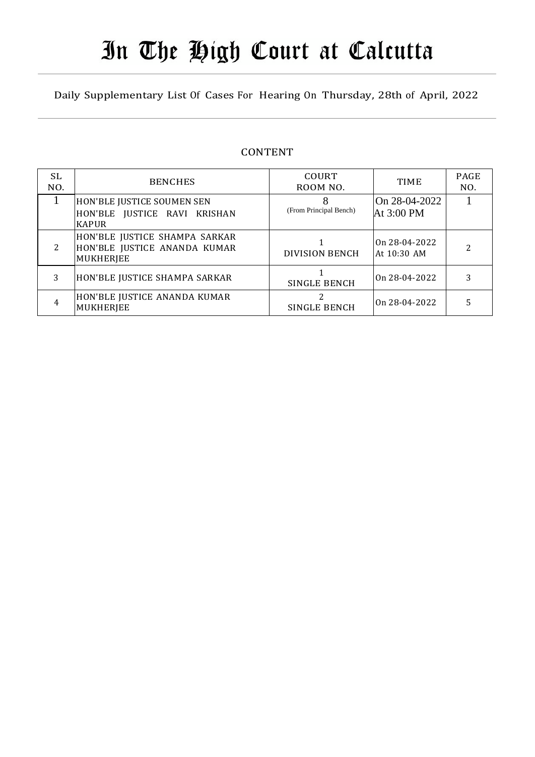# In The High Court at Calcutta

Daily Supplementary List Of Cases For Hearing On Thursday, 28th of April, 2022

## CONTENT

| SL NO. | BENCHES | COURT ROOM NO. | TIME | PAGE NO. |
|---|---|---|---|---|
| 1 | HON'BLE JUSTICE SOUMEN SEN<br>HON'BLE JUSTICE RAVI KRISHAN KAPUR | 8<br>(From Principal Bench) | On 28-04-2022<br>At 3:00 PM | 1 |
| 2 | HON'BLE JUSTICE SHAMPA SARKAR<br>HON'BLE JUSTICE ANANDA KUMAR MUKHERJEE | 1<br>DIVISION BENCH | On 28-04-2022<br>At 10:30 AM | 2 |
| 3 | HON'BLE JUSTICE SHAMPA SARKAR | 1<br>SINGLE BENCH | On 28-04-2022 | 3 |
| 4 | HON'BLE JUSTICE ANANDA KUMAR MUKHERJEE | 2<br>SINGLE BENCH | On 28-04-2022 | 5 |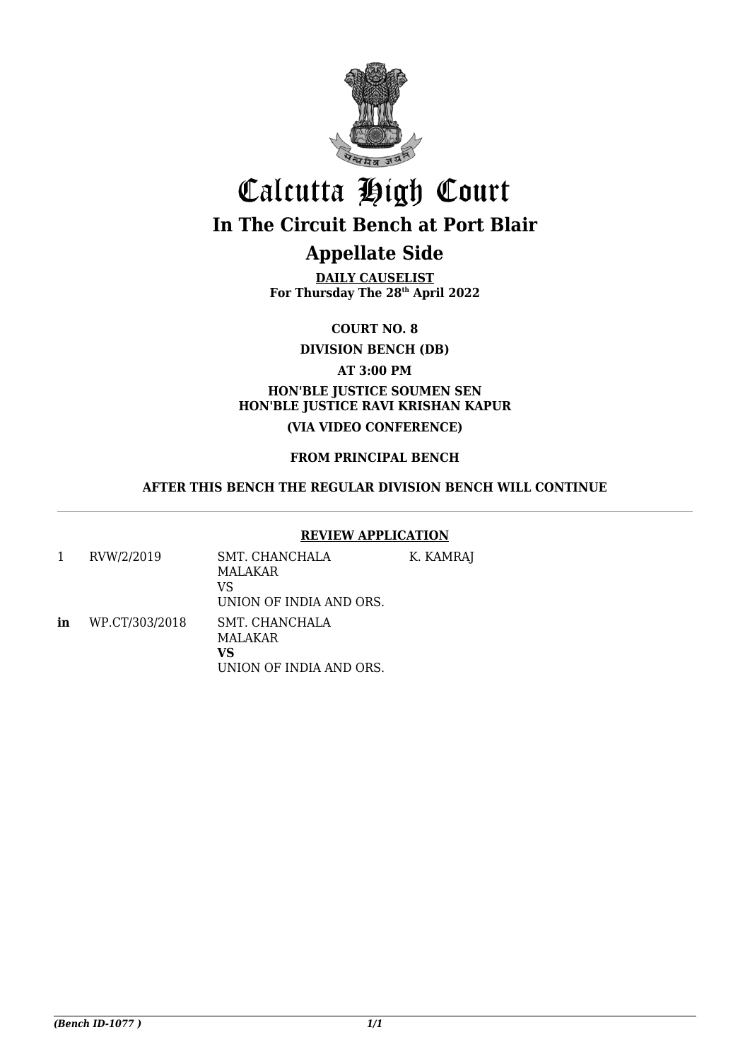# Calcutta High Court

## In The Circuit Bench at Port Blair

## Appellate Side

**DAILY CAUSELIST**
**For Thursday The 28th April 2022**

**COURT NO. 8**

**DIVISION BENCH (DB)**

**AT 3:00 PM**

**HON'BLE JUSTICE SOUMEN SEN**
**HON'BLE JUSTICE RAVI KRISHAN KAPUR**

**(VIA VIDEO CONFERENCE)**

**FROM PRINCIPAL BENCH**

**AFTER THIS BENCH THE REGULAR DIVISION BENCH WILL CONTINUE**

---

**REVIEW APPLICATION**

| | | | |
|---|---|---|---|
| 1 | RVW/2/2019 | SMT. CHANCHALA MALAKAR VS UNION OF INDIA AND ORS. | K. KAMRAJ |
| **in** | WP.CT/303/2018 | SMT. CHANCHALA MALAKAR **VS** UNION OF INDIA AND ORS. | |

*(Bench ID-1077 )*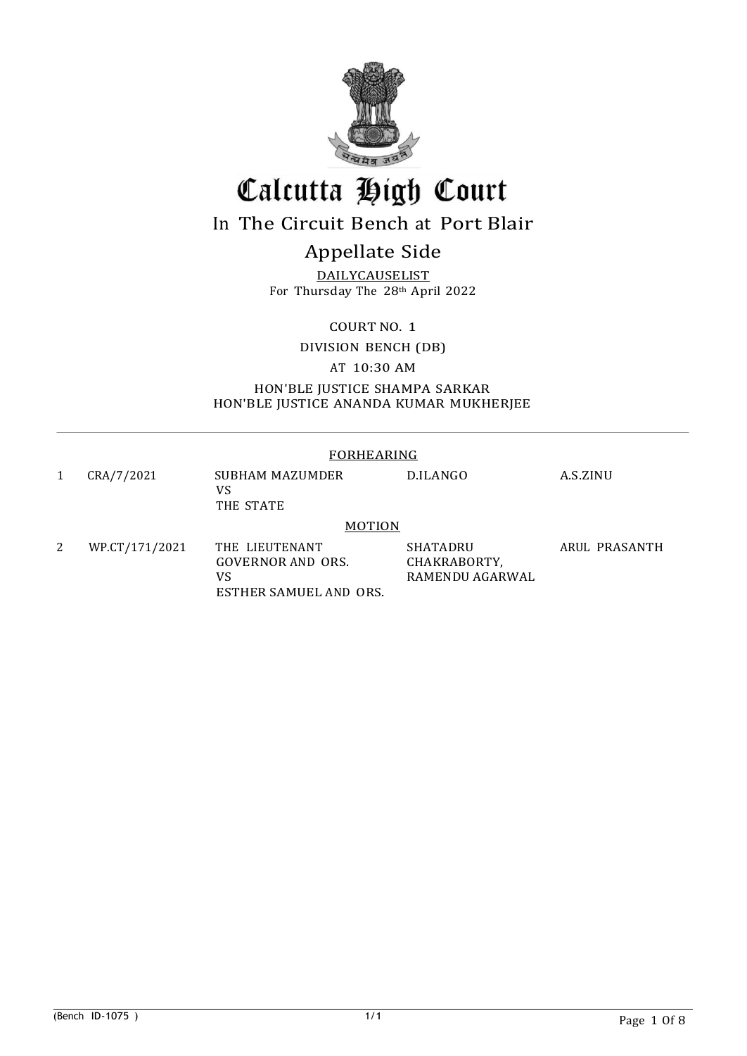# Calcutta High Court

## In The Circuit Bench at Port Blair

## Appellate Side

DAILYCAUSELIST
For Thursday The 28th April 2022

COURT NO. 1

DIVISION BENCH (DB)

AT 10:30 AM

HON'BLE JUSTICE SHAMPA SARKAR
HON'BLE JUSTICE ANANDA KUMAR MUKHERJEE

FORHEARING

| | | | | |
|---|---|---|---|---|
| 1 | CRA/7/2021 | SUBHAM MAZUMDER VS THE STATE | D.ILANGO | A.S.ZINU |

MOTION

| | | | | |
|---|---|---|---|---|
| 2 | WP.CT/171/2021 | THE LIEUTENANT GOVERNOR AND ORS. VS ESTHER SAMUEL AND ORS. | SHATADRU CHAKRABORTY, RAMENDU AGARWAL | ARUL PRASANTH |

(Bench ID-1075 )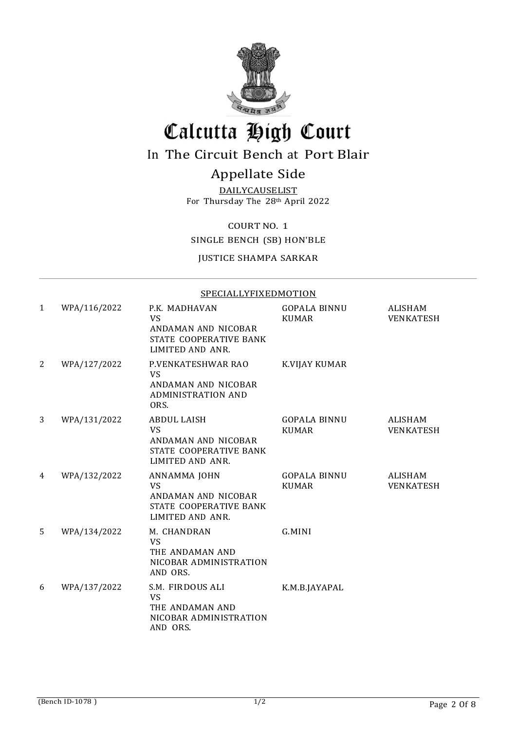# Calcutta High Court

## In The Circuit Bench at Port Blair

## Appellate Side

DAILYCAUSELIST
For Thursday The 28th April 2022

COURT NO. 1

SINGLE BENCH (SB) HON'BLE

JUSTICE SHAMPA SARKAR

SPECIALLYFIXEDMOTION

| | | | | |
|---|---|---|---|---|
| 1 | WPA/116/2022 | P.K. MADHAVAN VS ANDAMAN AND NICOBAR STATE COOPERATIVE BANK LIMITED AND ANR. | GOPALA BINNU KUMAR | ALISHAM VENKATESH |
| 2 | WPA/127/2022 | P.VENKATESHWAR RAO VS ANDAMAN AND NICOBAR ADMINISTRATION AND ORS. | K.VIJAY KUMAR | |
| 3 | WPA/131/2022 | ABDUL LAISH VS ANDAMAN AND NICOBAR STATE COOPERATIVE BANK LIMITED AND ANR. | GOPALA BINNU KUMAR | ALISHAM VENKATESH |
| 4 | WPA/132/2022 | ANNAMMA JOHN VS ANDAMAN AND NICOBAR STATE COOPERATIVE BANK LIMITED AND ANR. | GOPALA BINNU KUMAR | ALISHAM VENKATESH |
| 5 | WPA/134/2022 | M. CHANDRAN VS THE ANDAMAN AND NICOBAR ADMINISTRATION AND ORS. | G.MINI | |
| 6 | WPA/137/2022 | S.M. FIRDOUS ALI VS THE ANDAMAN AND NICOBAR ADMINISTRATION AND ORS. | K.M.B.JAYAPAL | |

(Bench ID-1078 )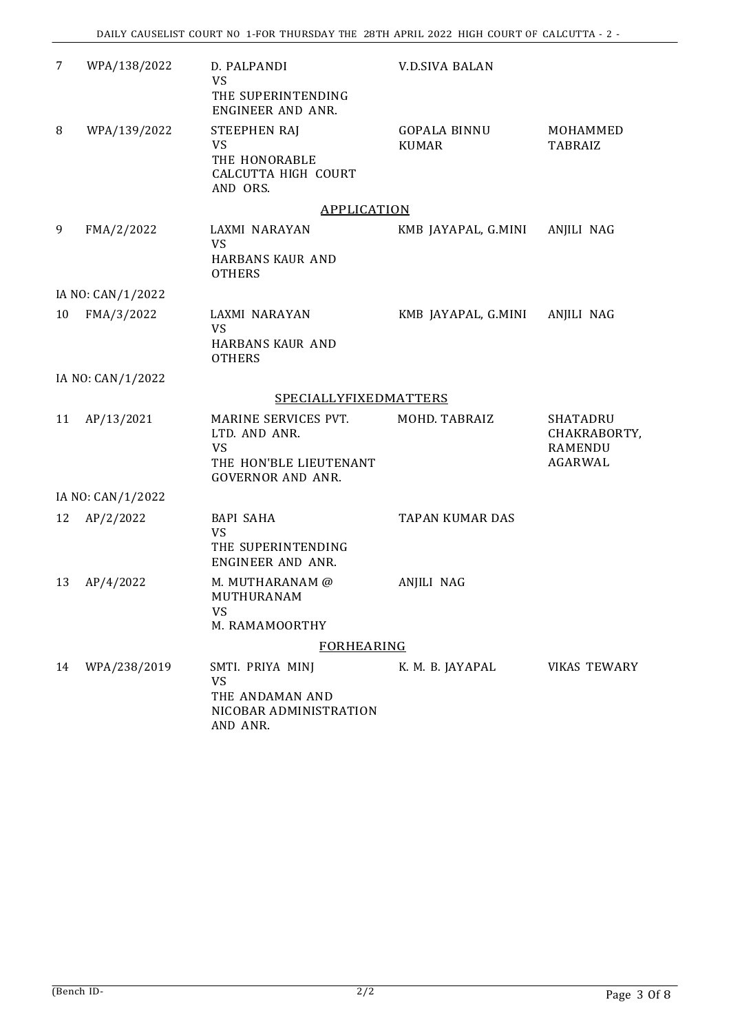| | | | | |
|---|---|---|---|---|
| 7 | WPA/138/2022 | D. PALPANDI<br>VS<br>THE SUPERINTENDING ENGINEER AND ANR. | V.D.SIVA BALAN | |
| 8 | WPA/139/2022 | STEEPHEN RAJ<br>VS<br>THE HONORABLE CALCUTTA HIGH COURT AND ORS. | GOPALA BINNU KUMAR | MOHAMMED TABRAIZ |

APPLICATION

| | | | | |
|---|---|---|---|---|
| 9 | FMA/2/2022 | LAXMI NARAYAN<br>VS<br>HARBANS KAUR AND OTHERS | KMB JAYAPAL, G.MINI | ANJILI NAG |
| IA NO: CAN/1/2022 | | | | |
| 10 | FMA/3/2022 | LAXMI NARAYAN<br>VS<br>HARBANS KAUR AND OTHERS | KMB JAYAPAL, G.MINI | ANJILI NAG |
| IA NO: CAN/1/2022 | | | | |

SPECIALLYFIXEDMATTERS

| | | | | |
|---|---|---|---|---|
| 11 | AP/13/2021 | MARINE SERVICES PVT. LTD. AND ANR.<br>VS<br>THE HON'BLE LIEUTENANT GOVERNOR AND ANR. | MOHD. TABRAIZ | SHATADRU CHAKRABORTY, RAMENDU AGARWAL |
| IA NO: CAN/1/2022 | | | | |
| 12 | AP/2/2022 | BAPI SAHA<br>VS<br>THE SUPERINTENDING ENGINEER AND ANR. | TAPAN KUMAR DAS | |
| 13 | AP/4/2022 | M. MUTHARANAM @ MUTHURANAM<br>VS<br>M. RAMAMOORTHY | ANJILI NAG | |

FORHEARING

| | | | | |
|---|---|---|---|---|
| 14 | WPA/238/2019 | SMTI. PRIYA MINJ<br>VS<br>THE ANDAMAN AND NICOBAR ADMINISTRATION AND ANR. | K. M. B. JAYAPAL | VIKAS TEWARY |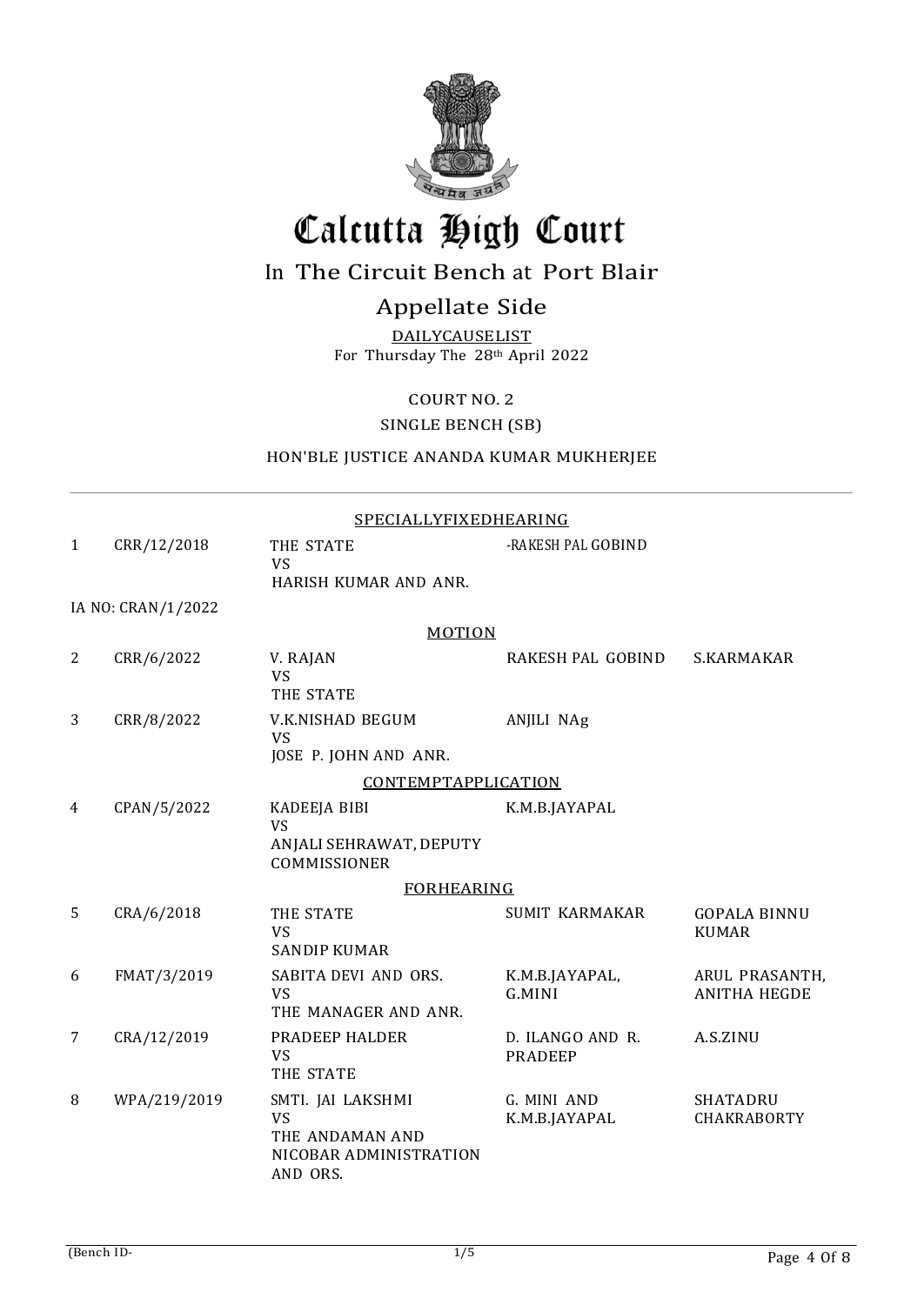# Calcutta High Court

## In The Circuit Bench at Port Blair

## Appellate Side

DAILYCAUSELIST
For Thursday The 28th April 2022

COURT NO. 2

SINGLE BENCH (SB)

HON'BLE JUSTICE ANANDA KUMAR MUKHERJEE

SPECIALLYFIXEDHEARING

| | | | | |
|---|---|---|---|---|
| 1 | CRR/12/2018 | THE STATE<br>VS<br>HARISH KUMAR AND ANR. | -RAKESH PAL GOBIND | |
| IA NO: CRAN/1/2022 | | | | |

MOTION

| | | | | |
|---|---|---|---|---|
| 2 | CRR/6/2022 | V. RAJAN<br>VS<br>THE STATE | RAKESH PAL GOBIND | S.KARMAKAR |
| 3 | CRR/8/2022 | V.K.NISHAD BEGUM<br>VS<br>JOSE P. JOHN AND ANR. | ANJILI NAg | |

CONTEMPTAPPLICATION

| | | | | |
|---|---|---|---|---|
| 4 | CPAN/5/2022 | KADEEJA BIBI<br>VS<br>ANJALI SEHRAWAT, DEPUTY COMMISSIONER | K.M.B.JAYAPAL | |

FORHEARING

| | | | | |
|---|---|---|---|---|
| 5 | CRA/6/2018 | THE STATE<br>VS<br>SANDIP KUMAR | SUMIT KARMAKAR | GOPALA BINNU KUMAR |
| 6 | FMAT/3/2019 | SABITA DEVI AND ORS.<br>VS<br>THE MANAGER AND ANR. | K.M.B.JAYAPAL, G.MINI | ARUL PRASANTH, ANITHA HEGDE |
| 7 | CRA/12/2019 | PRADEEP HALDER<br>VS<br>THE STATE | D. ILANGO AND R. PRADEEP | A.S.ZINU |
| 8 | WPA/219/2019 | SMTI. JAI LAKSHMI<br>VS<br>THE ANDAMAN AND NICOBAR ADMINISTRATION AND ORS. | G. MINI AND K.M.B.JAYAPAL | SHATADRU CHAKRABORTY |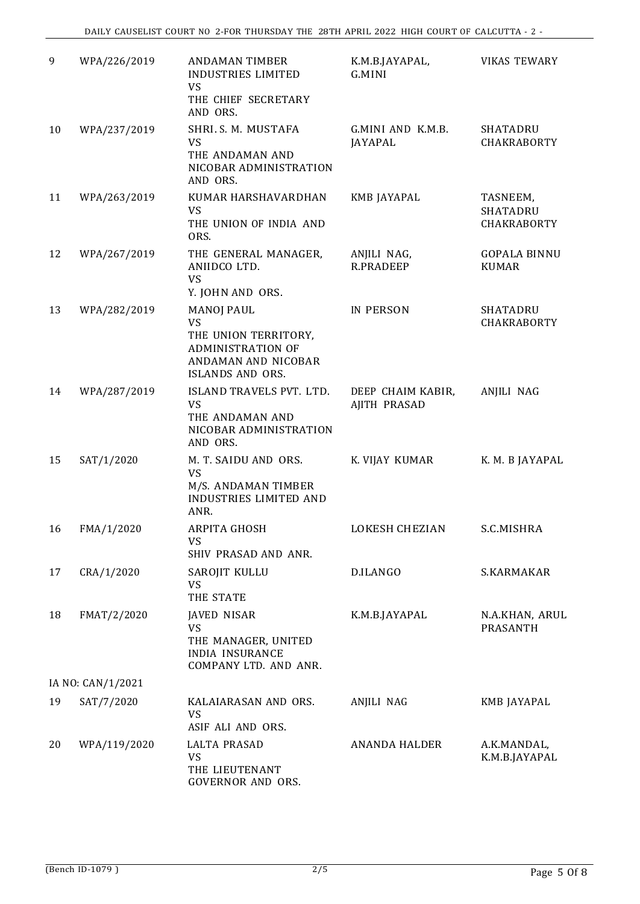| | | | | |
|---|---|---|---|---|
| 9 | WPA/226/2019 | ANDAMAN TIMBER INDUSTRIES LIMITED VS THE CHIEF SECRETARY AND ORS. | K.M.B.JAYAPAL, G.MINI | VIKAS TEWARY |
| 10 | WPA/237/2019 | SHRI. S. M. MUSTAFA VS THE ANDAMAN AND NICOBAR ADMINISTRATION AND ORS. | G.MINI AND K.M.B. JAYAPAL | SHATADRU CHAKRABORTY |
| 11 | WPA/263/2019 | KUMAR HARSHAVARDHAN VS THE UNION OF INDIA AND ORS. | KMB JAYAPAL | TASNEEM, SHATADRU CHAKRABORTY |
| 12 | WPA/267/2019 | THE GENERAL MANAGER, ANIIDCO LTD. VS Y. JOHN AND ORS. | ANJILI NAG, R.PRADEEP | GOPALA BINNU KUMAR |
| 13 | WPA/282/2019 | MANOJ PAUL VS THE UNION TERRITORY, ADMINISTRATION OF ANDAMAN AND NICOBAR ISLANDS AND ORS. | IN PERSON | SHATADRU CHAKRABORTY |
| 14 | WPA/287/2019 | ISLAND TRAVELS PVT. LTD. VS THE ANDAMAN AND NICOBAR ADMINISTRATION AND ORS. | DEEP CHAIM KABIR, AJITH PRASAD | ANJILI NAG |
| 15 | SAT/1/2020 | M. T. SAIDU AND ORS. VS M/S. ANDAMAN TIMBER INDUSTRIES LIMITED AND ANR. | K. VIJAY KUMAR | K. M. B JAYAPAL |
| 16 | FMA/1/2020 | ARPITA GHOSH VS SHIV PRASAD AND ANR. | LOKESH CHEZIAN | S.C.MISHRA |
| 17 | CRA/1/2020 | SAROJIT KULLU VS THE STATE | D.ILANGO | S.KARMAKAR |
| 18 | FMAT/2/2020 | JAVED NISAR VS THE MANAGER, UNITED INDIA INSURANCE COMPANY LTD. AND ANR. | K.M.B.JAYAPAL | N.A.KHAN, ARUL PRASANTH |
| IA NO: CAN/1/2021 | | | | |
| 19 | SAT/7/2020 | KALAIARASAN AND ORS. VS ASIF ALI AND ORS. | ANJILI NAG | KMB JAYAPAL |
| 20 | WPA/119/2020 | LALTA PRASAD VS THE LIEUTENANT GOVERNOR AND ORS. | ANANDA HALDER | A.K.MANDAL, K.M.B.JAYAPAL |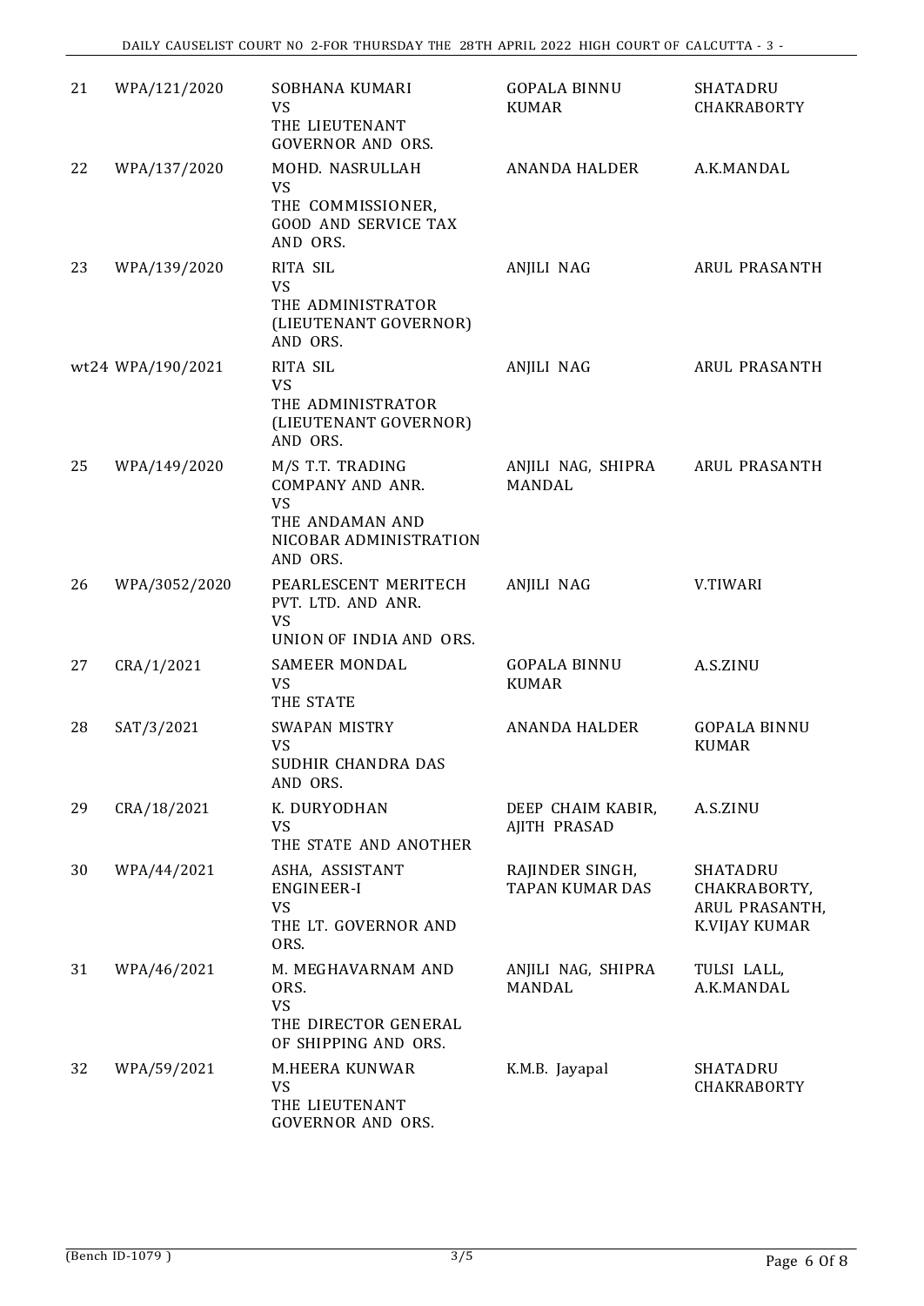| 21 | WPA/121/2020 | SOBHANA KUMARI<br>VS<br>THE LIEUTENANT GOVERNOR AND ORS. | GOPALA BINNU KUMAR | SHATADRU CHAKRABORTY |
|---|---|---|---|---|
| 22 | WPA/137/2020 | MOHD. NASRULLAH<br>VS<br>THE COMMISSIONER, GOOD AND SERVICE TAX AND ORS. | ANANDA HALDER | A.K.MANDAL |
| 23 | WPA/139/2020 | RITA SIL<br>VS<br>THE ADMINISTRATOR (LIEUTENANT GOVERNOR) AND ORS. | ANJILI NAG | ARUL PRASANTH |
| wt24 | WPA/190/2021 | RITA SIL<br>VS<br>THE ADMINISTRATOR (LIEUTENANT GOVERNOR) AND ORS. | ANJILI NAG | ARUL PRASANTH |
| 25 | WPA/149/2020 | M/S T.T. TRADING COMPANY AND ANR.<br>VS<br>THE ANDAMAN AND NICOBAR ADMINISTRATION AND ORS. | ANJILI NAG, SHIPRA MANDAL | ARUL PRASANTH |
| 26 | WPA/3052/2020 | PEARLESCENT MERITECH PVT. LTD. AND ANR.<br>VS<br>UNION OF INDIA AND ORS. | ANJILI NAG | V.TIWARI |
| 27 | CRA/1/2021 | SAMEER MONDAL<br>VS<br>THE STATE | GOPALA BINNU KUMAR | A.S.ZINU |
| 28 | SAT/3/2021 | SWAPAN MISTRY<br>VS<br>SUDHIR CHANDRA DAS AND ORS. | ANANDA HALDER | GOPALA BINNU KUMAR |
| 29 | CRA/18/2021 | K. DURYODHAN<br>VS<br>THE STATE AND ANOTHER | DEEP CHAIM KABIR, AJITH PRASAD | A.S.ZINU |
| 30 | WPA/44/2021 | ASHA, ASSISTANT ENGINEER-I<br>VS<br>THE LT. GOVERNOR AND ORS. | RAJINDER SINGH, TAPAN KUMAR DAS | SHATADRU CHAKRABORTY, ARUL PRASANTH, K.VIJAY KUMAR |
| 31 | WPA/46/2021 | M. MEGHAVARNAM AND ORS.<br>VS<br>THE DIRECTOR GENERAL OF SHIPPING AND ORS. | ANJILI NAG, SHIPRA MANDAL | TULSI LALL, A.K.MANDAL |
| 32 | WPA/59/2021 | M.HEERA KUNWAR<br>VS<br>THE LIEUTENANT GOVERNOR AND ORS. | K.M.B. Jayapal | SHATADRU CHAKRABORTY |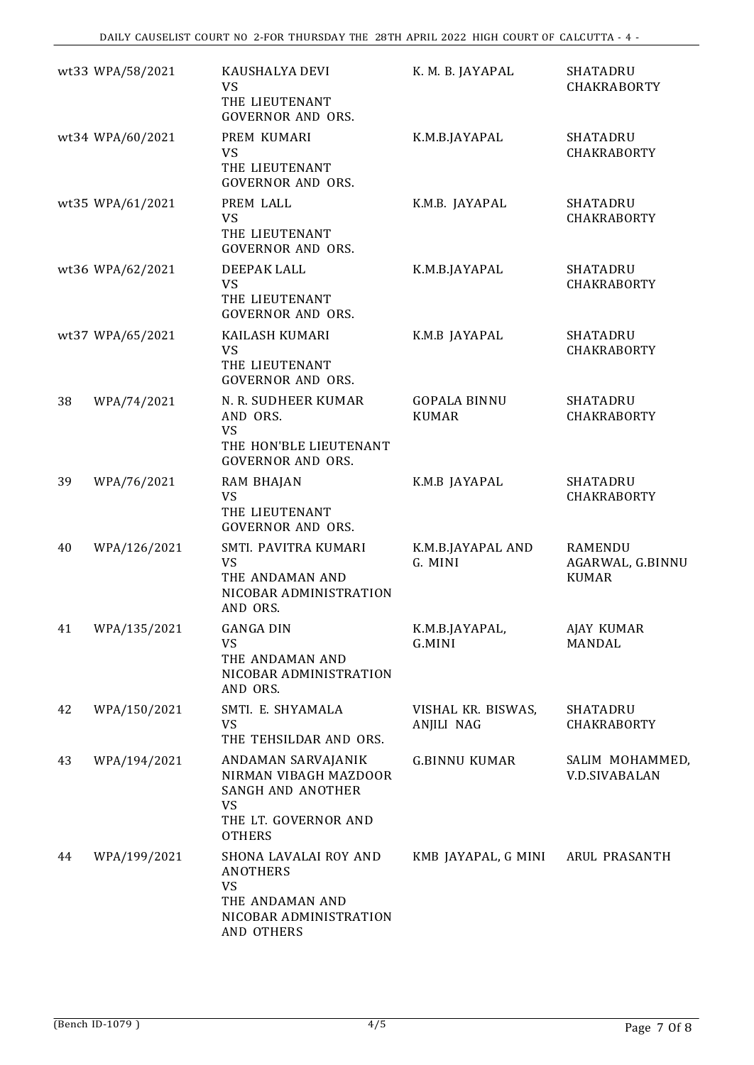| | | | | |
|---|---|---|---|---|
| wt33 | WPA/58/2021 | KAUSHALYA DEVI VS THE LIEUTENANT GOVERNOR AND ORS. | K. M. B. JAYAPAL | SHATADRU CHAKRABORTY |
| wt34 | WPA/60/2021 | PREM KUMARI VS THE LIEUTENANT GOVERNOR AND ORS. | K.M.B.JAYAPAL | SHATADRU CHAKRABORTY |
| wt35 | WPA/61/2021 | PREM LALL VS THE LIEUTENANT GOVERNOR AND ORS. | K.M.B. JAYAPAL | SHATADRU CHAKRABORTY |
| wt36 | WPA/62/2021 | DEEPAK LALL VS THE LIEUTENANT GOVERNOR AND ORS. | K.M.B.JAYAPAL | SHATADRU CHAKRABORTY |
| wt37 | WPA/65/2021 | KAILASH KUMARI VS THE LIEUTENANT GOVERNOR AND ORS. | K.M.B JAYAPAL | SHATADRU CHAKRABORTY |
| 38 | WPA/74/2021 | N. R. SUDHEER KUMAR AND ORS. VS THE HON'BLE LIEUTENANT GOVERNOR AND ORS. | GOPALA BINNU KUMAR | SHATADRU CHAKRABORTY |
| 39 | WPA/76/2021 | RAM BHAJAN VS THE LIEUTENANT GOVERNOR AND ORS. | K.M.B JAYAPAL | SHATADRU CHAKRABORTY |
| 40 | WPA/126/2021 | SMTI. PAVITRA KUMARI VS THE ANDAMAN AND NICOBAR ADMINISTRATION AND ORS. | K.M.B.JAYAPAL AND G. MINI | RAMENDU AGARWAL, G.BINNU KUMAR |
| 41 | WPA/135/2021 | GANGA DIN VS THE ANDAMAN AND NICOBAR ADMINISTRATION AND ORS. | K.M.B.JAYAPAL, G.MINI | AJAY KUMAR MANDAL |
| 42 | WPA/150/2021 | SMTI. E. SHYAMALA VS THE TEHSILDAR AND ORS. | VISHAL KR. BISWAS, ANJILI NAG | SHATADRU CHAKRABORTY |
| 43 | WPA/194/2021 | ANDAMAN SARVAJANIK NIRMAN VIBAGH MAZDOOR SANGH AND ANOTHER VS THE LT. GOVERNOR AND OTHERS | G.BINNU KUMAR | SALIM MOHAMMED, V.D.SIVABALAN |
| 44 | WPA/199/2021 | SHONA LAVALAI ROY AND ANOTHERS VS THE ANDAMAN AND NICOBAR ADMINISTRATION AND OTHERS | KMB JAYAPAL, G MINI | ARUL PRASANTH |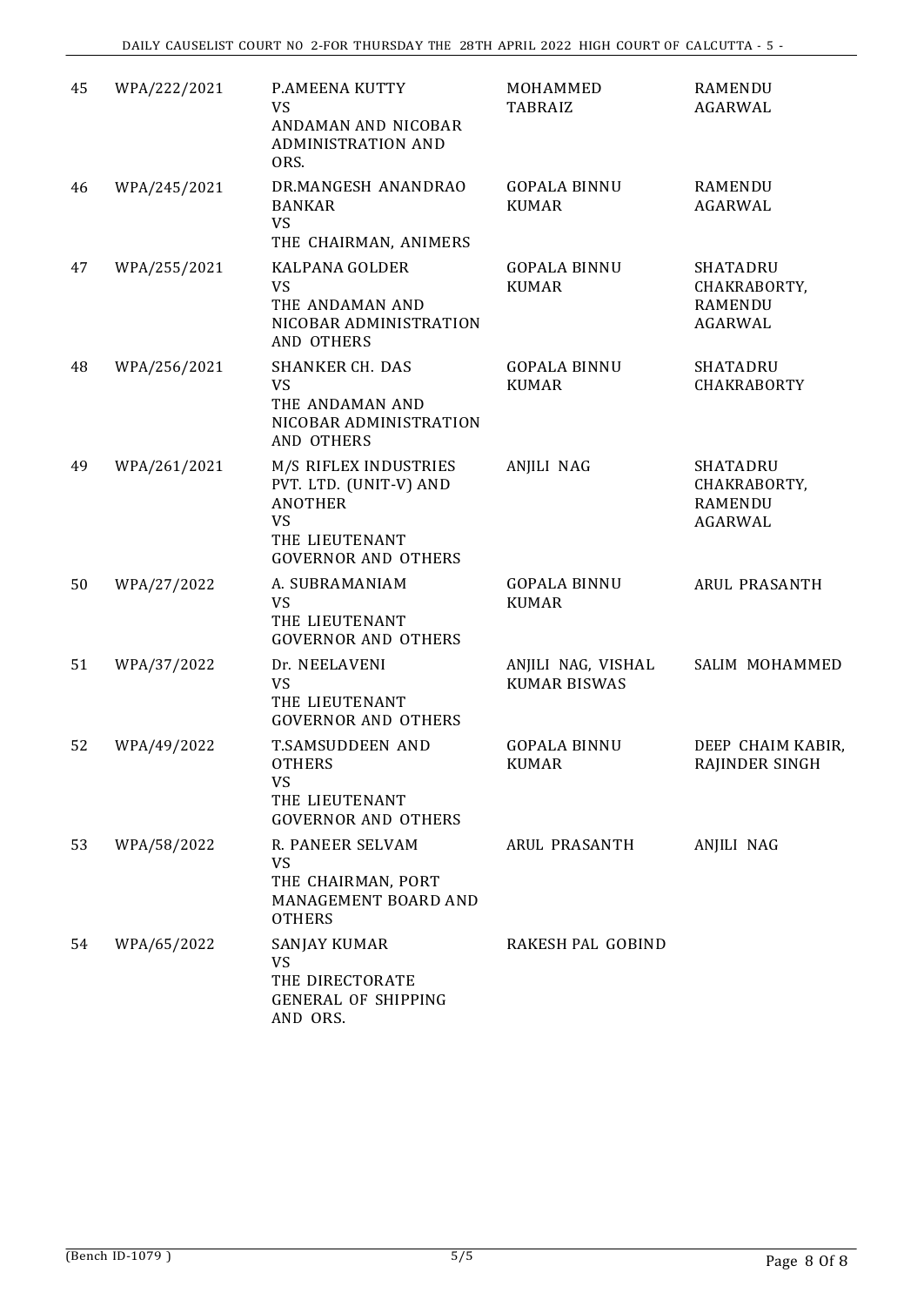| | | | | |
|---|---|---|---|---|
| 45 | WPA/222/2021 | P.AMEENA KUTTY<br>VS<br>ANDAMAN AND NICOBAR ADMINISTRATION AND ORS. | MOHAMMED TABRAIZ | RAMENDU AGARWAL |
| 46 | WPA/245/2021 | DR.MANGESH ANANDRAO BANKAR<br>VS<br>THE CHAIRMAN, ANIMERS | GOPALA BINNU KUMAR | RAMENDU AGARWAL |
| 47 | WPA/255/2021 | KALPANA GOLDER<br>VS<br>THE ANDAMAN AND NICOBAR ADMINISTRATION AND OTHERS | GOPALA BINNU KUMAR | SHATADRU CHAKRABORTY, RAMENDU AGARWAL |
| 48 | WPA/256/2021 | SHANKER CH. DAS<br>VS<br>THE ANDAMAN AND NICOBAR ADMINISTRATION AND OTHERS | GOPALA BINNU KUMAR | SHATADRU CHAKRABORTY |
| 49 | WPA/261/2021 | M/S RIFLEX INDUSTRIES PVT. LTD. (UNIT-V) AND ANOTHER<br>VS<br>THE LIEUTENANT GOVERNOR AND OTHERS | ANJILI NAG | SHATADRU CHAKRABORTY, RAMENDU AGARWAL |
| 50 | WPA/27/2022 | A. SUBRAMANIAM<br>VS<br>THE LIEUTENANT GOVERNOR AND OTHERS | GOPALA BINNU KUMAR | ARUL PRASANTH |
| 51 | WPA/37/2022 | Dr. NEELAVENI<br>VS<br>THE LIEUTENANT GOVERNOR AND OTHERS | ANJILI NAG, VISHAL KUMAR BISWAS | SALIM MOHAMMED |
| 52 | WPA/49/2022 | T.SAMSUDDEEN AND OTHERS<br>VS<br>THE LIEUTENANT GOVERNOR AND OTHERS | GOPALA BINNU KUMAR | DEEP CHAIM KABIR, RAJINDER SINGH |
| 53 | WPA/58/2022 | R. PANEER SELVAM<br>VS<br>THE CHAIRMAN, PORT MANAGEMENT BOARD AND OTHERS | ARUL PRASANTH | ANJILI NAG |
| 54 | WPA/65/2022 | SANJAY KUMAR<br>VS<br>THE DIRECTORATE GENERAL OF SHIPPING AND ORS. | RAKESH PAL GOBIND | |